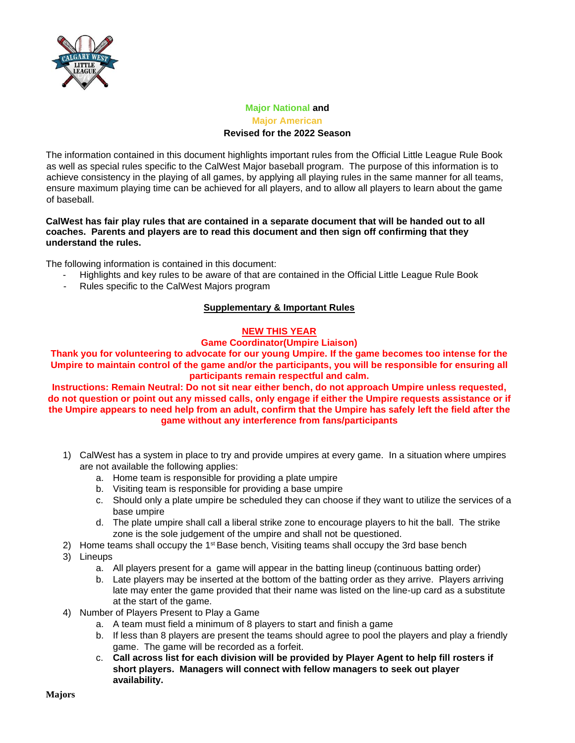# Major National and Major American

**Revised for the 2022 Season**

The information contained in this document highlights important rules from the Official Little League Rule Book as well as special rules specific to the CalWest Major baseball program. The purpose of this information is to achieve consistency in the playing of all games, by applying all playing rules in the same manner for all teams, ensure maximum playing time can be achieved for all players, and to allow all players to learn about the game of baseball.

**CalWest has fair play rules that are contained in a separate document that will be handed out to all coaches. Parents and players are to read this document and then sign off confirming that they understand the rules.**

The following information is contained in this document:

- Highlights and key rules to be aware of that are contained in the Official Little League Rule Book
- Rules specific to the CalWest Majors program

## Supplementary & Important Rules

**NEW THIS YEAR**

**Game Coordinator(Umpire Liaison)**

**Thank you for volunteering to advocate for our young Umpire. If the game becomes too intense for the Umpire to maintain control of the game and/or the participants, you will be responsible for ensuring all participants remain respectful and calm.**

**Instructions: Remain Neutral: Do not sit near either bench, do not approach Umpire unless requested, do not question or point out any missed calls, only engage if either the Umpire requests assistance or if the Umpire appears to need help from an adult, confirm that the Umpire has safely left the field after the game without any interference from fans/participants**

1) CalWest has a system in place to try and provide umpires at every game. In a situation where umpires are not available the following applies:
   a. Home team is responsible for providing a plate umpire
   b. Visiting team is responsible for providing a base umpire
   c. Should only a plate umpire be scheduled they can choose if they want to utilize the services of a base umpire
   d. The plate umpire shall call a liberal strike zone to encourage players to hit the ball. The strike zone is the sole judgement of the umpire and shall not be questioned.
2) Home teams shall occupy the 1st Base bench, Visiting teams shall occupy the 3rd base bench
3) Lineups
   a. All players present for a game will appear in the batting lineup (continuous batting order)
   b. Late players may be inserted at the bottom of the batting order as they arrive. Players arriving late may enter the game provided that their name was listed on the line-up card as a substitute at the start of the game.
4) Number of Players Present to Play a Game
   a. A team must field a minimum of 8 players to start and finish a game
   b. If less than 8 players are present the teams should agree to pool the players and play a friendly game. The game will be recorded as a forfeit.
   c. **Call across list for each division will be provided by Player Agent to help fill rosters if short players. Managers will connect with fellow managers to seek out player availability.**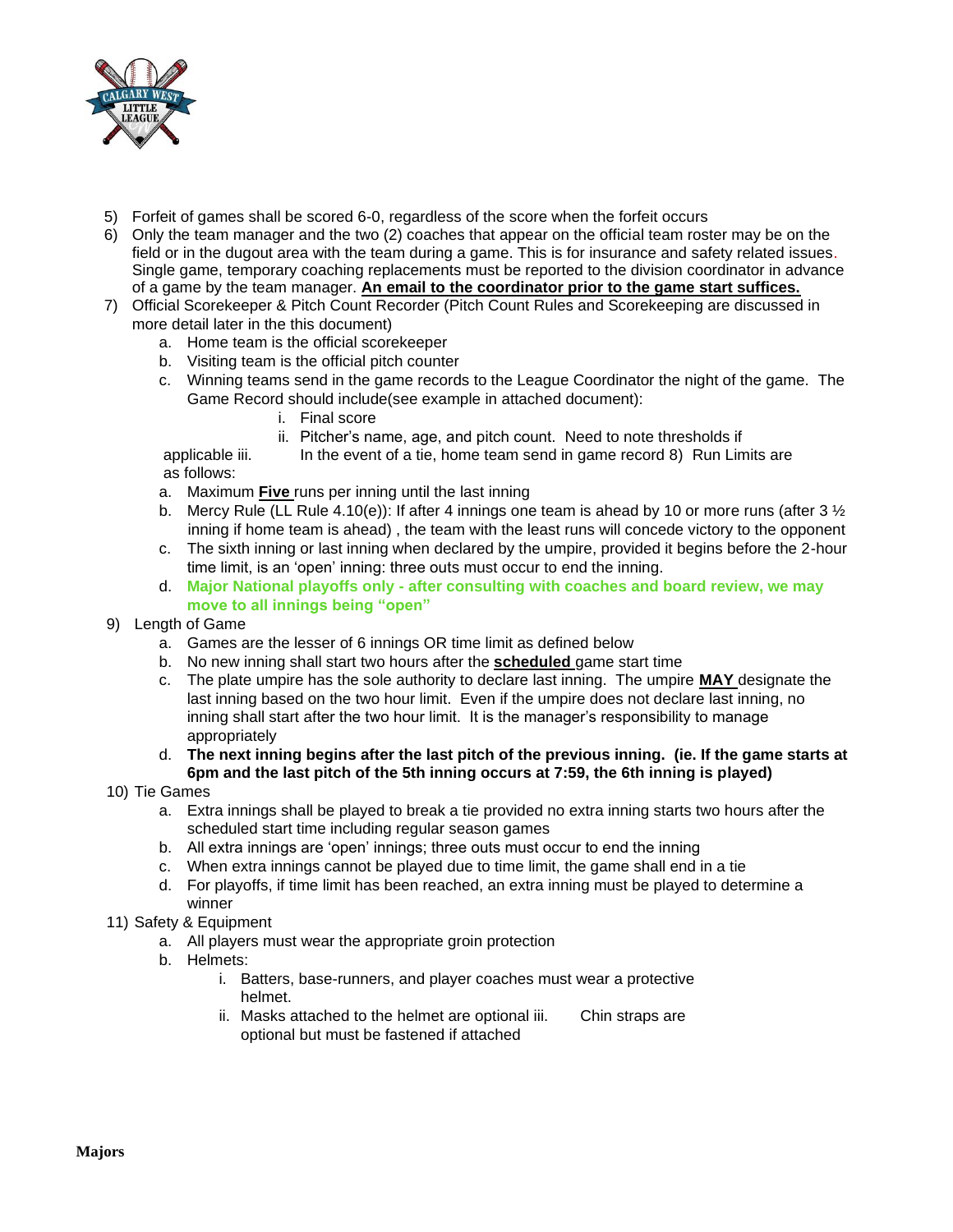5) Forfeit of games shall be scored 6-0, regardless of the score when the forfeit occurs
6) Only the team manager and the two (2) coaches that appear on the official team roster may be on the field or in the dugout area with the team during a game. This is for insurance and safety related issues. Single game, temporary coaching replacements must be reported to the division coordinator in advance of a game by the team manager. **<u>An email to the coordinator prior to the game start suffices.</u>**
7) Official Scorekeeper & Pitch Count Recorder (Pitch Count Rules and Scorekeeping are discussed in more detail later in the this document)
    a. Home team is the official scorekeeper
    b. Visiting team is the official pitch counter
    c. Winning teams send in the game records to the League Coordinator the night of the game. The Game Record should include(see example in attached document):
        i. Final score
        ii. Pitcher's name, age, and pitch count. Need to note thresholds if applicable
        iii. In the event of a tie, home team send in game record
8) Run Limits are as follows:
    a. Maximum **<u>Five</u>** runs per inning until the last inning
    b. Mercy Rule (LL Rule 4.10(e)): If after 4 innings one team is ahead by 10 or more runs (after 3 ½ inning if home team is ahead) , the team with the least runs will concede victory to the opponent
    c. The sixth inning or last inning when declared by the umpire, provided it begins before the 2-hour time limit, is an 'open' inning: three outs must occur to end the inning.
    d. **Major National playoffs only - after consulting with coaches and board review, we may move to all innings being "open"**
9) Length of Game
    a. Games are the lesser of 6 innings OR time limit as defined below
    b. No new inning shall start two hours after the **<u>scheduled</u>** game start time
    c. The plate umpire has the sole authority to declare last inning. The umpire **<u>MAY</u>** designate the last inning based on the two hour limit. Even if the umpire does not declare last inning, no inning shall start after the two hour limit. It is the manager's responsibility to manage appropriately
    d. **The next inning begins after the last pitch of the previous inning. (ie. If the game starts at 6pm and the last pitch of the 5th inning occurs at 7:59, the 6th inning is played)**
10) Tie Games
    a. Extra innings shall be played to break a tie provided no extra inning starts two hours after the scheduled start time including regular season games
    b. All extra innings are 'open' innings; three outs must occur to end the inning
    c. When extra innings cannot be played due to time limit, the game shall end in a tie
    d. For playoffs, if time limit has been reached, an extra inning must be played to determine a winner
11) Safety & Equipment
    a. All players must wear the appropriate groin protection
    b. Helmets:
        i. Batters, base-runners, and player coaches must wear a protective helmet.
        ii. Masks attached to the helmet are optional
        iii. Chin straps are optional but must be fastened if attached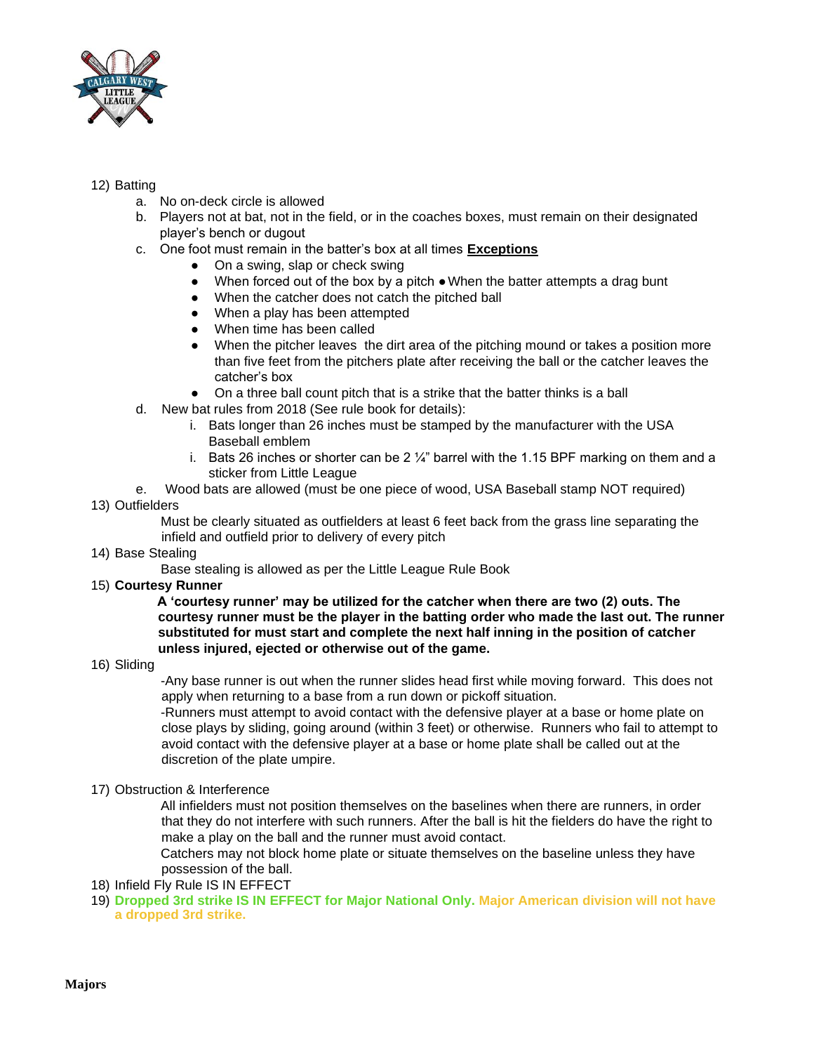12) Batting
   a. No on-deck circle is allowed
   b. Players not at bat, not in the field, or in the coaches boxes, must remain on their designated player's bench or dugout
   c. One foot must remain in the batter's box at all times **Exceptions**
      - On a swing, slap or check swing
      - When forced out of the box by a pitch ● When the batter attempts a drag bunt
      - When the catcher does not catch the pitched ball
      - When a play has been attempted
      - When time has been called
      - When the pitcher leaves the dirt area of the pitching mound or takes a position more than five feet from the pitchers plate after receiving the ball or the catcher leaves the catcher's box
      - On a three ball count pitch that is a strike that the batter thinks is a ball
   d. New bat rules from 2018 (See rule book for details):
      i. Bats longer than 26 inches must be stamped by the manufacturer with the USA Baseball emblem
      i. Bats 26 inches or shorter can be 2 ¼" barrel with the 1.15 BPF marking on them and a sticker from Little League
   e. Wood bats are allowed (must be one piece of wood, USA Baseball stamp NOT required)

13) Outfielders

   Must be clearly situated as outfielders at least 6 feet back from the grass line separating the infield and outfield prior to delivery of every pitch

14) Base Stealing

   Base stealing is allowed as per the Little League Rule Book

15) **Courtesy Runner**

   **A 'courtesy runner' may be utilized for the catcher when there are two (2) outs. The courtesy runner must be the player in the batting order who made the last out. The runner substituted for must start and complete the next half inning in the position of catcher unless injured, ejected or otherwise out of the game.**

16) Sliding

   -Any base runner is out when the runner slides head first while moving forward. This does not apply when returning to a base from a run down or pickoff situation.
   -Runners must attempt to avoid contact with the defensive player at a base or home plate on close plays by sliding, going around (within 3 feet) or otherwise. Runners who fail to attempt to avoid contact with the defensive player at a base or home plate shall be called out at the discretion of the plate umpire.

17) Obstruction & Interference

   All infielders must not position themselves on the baselines when there are runners, in order that they do not interfere with such runners. After the ball is hit the fielders do have the right to make a play on the ball and the runner must avoid contact.
   Catchers may not block home plate or situate themselves on the baseline unless they have possession of the ball.

18) Infield Fly Rule IS IN EFFECT

19) **Dropped 3rd strike IS IN EFFECT for Major National Only. Major American division will not have a dropped 3rd strike.**

**Majors**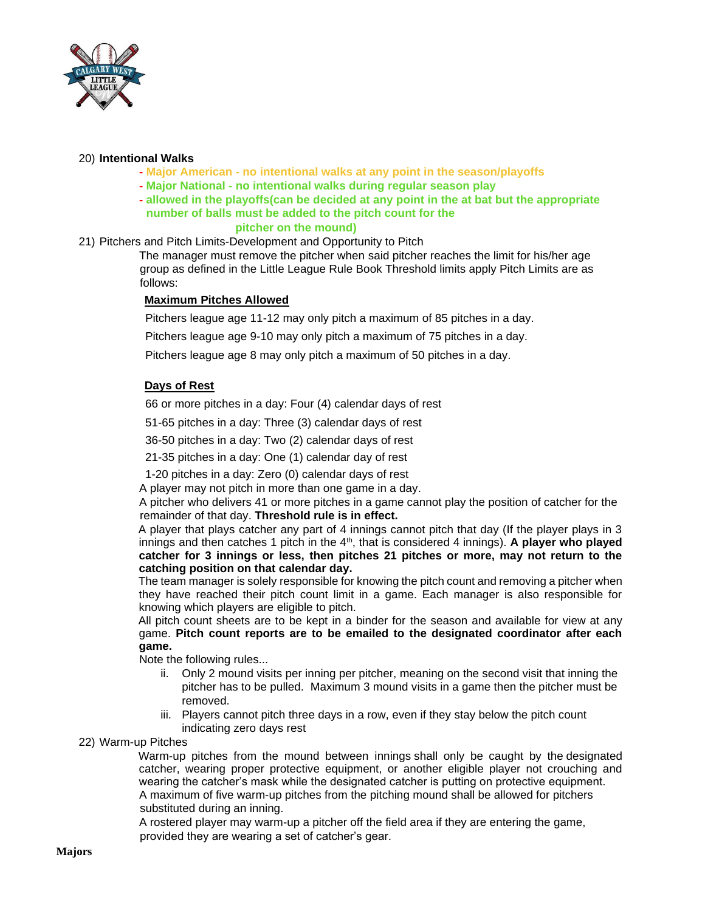20) **Intentional Walks**

- **Major American - no intentional walks at any point in the season/playoffs**
- **Major National - no intentional walks during regular season play**
- **allowed in the playoffs(can be decided at any point in the at bat but the appropriate number of balls must be added to the pitch count for the pitcher on the mound)**

21) Pitchers and Pitch Limits-Development and Opportunity to Pitch

The manager must remove the pitcher when said pitcher reaches the limit for his/her age group as defined in the Little League Rule Book Threshold limits apply Pitch Limits are as follows:

**Maximum Pitches Allowed**

Pitchers league age 11-12 may only pitch a maximum of 85 pitches in a day.

Pitchers league age 9-10 may only pitch a maximum of 75 pitches in a day.

Pitchers league age 8 may only pitch a maximum of 50 pitches in a day.

**Days of Rest**

66 or more pitches in a day: Four (4) calendar days of rest

51-65 pitches in a day: Three (3) calendar days of rest

36-50 pitches in a day: Two (2) calendar days of rest

21-35 pitches in a day: One (1) calendar day of rest

1-20 pitches in a day: Zero (0) calendar days of rest

A player may not pitch in more than one game in a day.

A pitcher who delivers 41 or more pitches in a game cannot play the position of catcher for the remainder of that day. **Threshold rule is in effect.**

A player that plays catcher any part of 4 innings cannot pitch that day (If the player plays in 3 innings and then catches 1 pitch in the 4th, that is considered 4 innings). **A player who played catcher for 3 innings or less, then pitches 21 pitches or more, may not return to the catching position on that calendar day.**

The team manager is solely responsible for knowing the pitch count and removing a pitcher when they have reached their pitch count limit in a game. Each manager is also responsible for knowing which players are eligible to pitch.

All pitch count sheets are to be kept in a binder for the season and available for view at any game. **Pitch count reports are to be emailed to the designated coordinator after each game.**

Note the following rules...

ii. Only 2 mound visits per inning per pitcher, meaning on the second visit that inning the pitcher has to be pulled. Maximum 3 mound visits in a game then the pitcher must be removed.

iii. Players cannot pitch three days in a row, even if they stay below the pitch count indicating zero days rest

22) Warm-up Pitches

Warm-up pitches from the mound between innings shall only be caught by the designated catcher, wearing proper protective equipment, or another eligible player not crouching and wearing the catcher's mask while the designated catcher is putting on protective equipment.

A maximum of five warm-up pitches from the pitching mound shall be allowed for pitchers substituted during an inning.

A rostered player may warm-up a pitcher off the field area if they are entering the game, provided they are wearing a set of catcher's gear.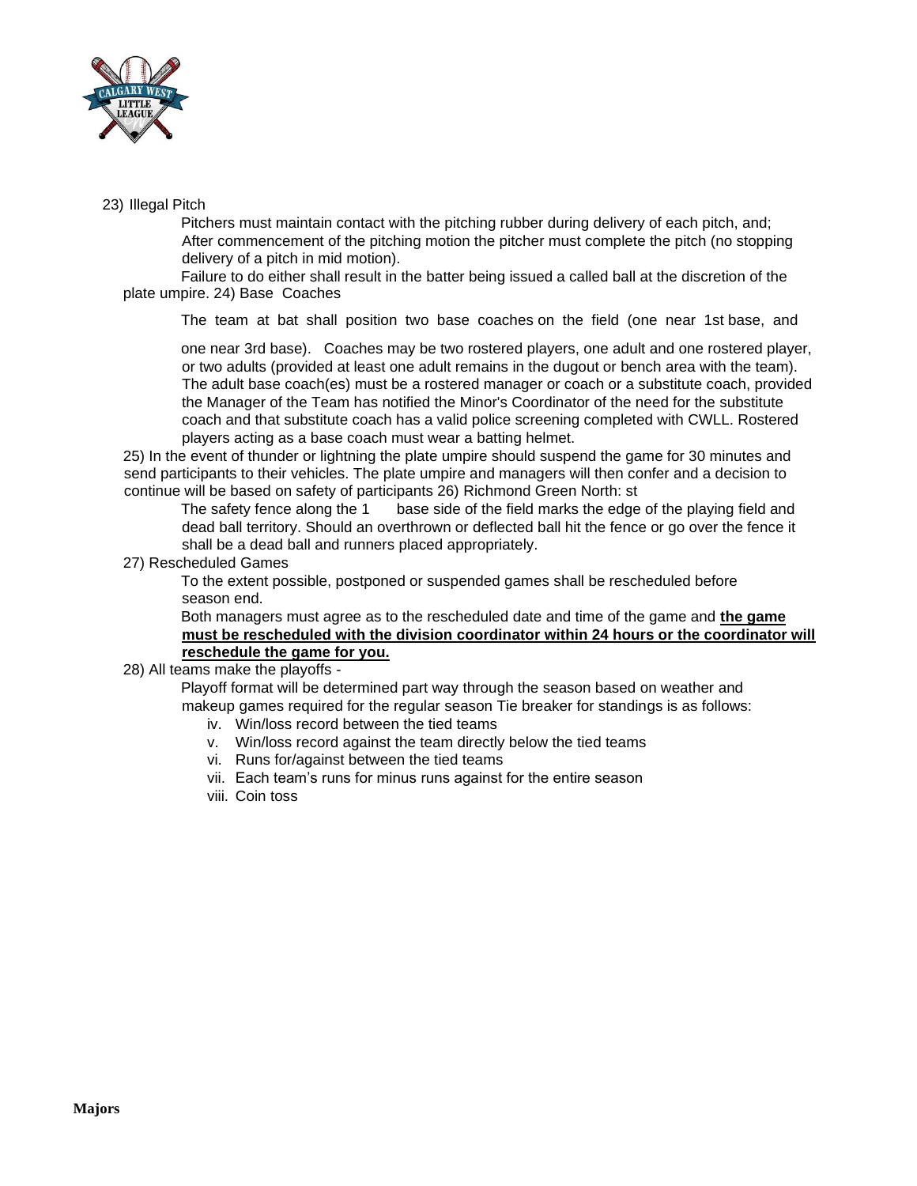23) Illegal Pitch

Pitchers must maintain contact with the pitching rubber during delivery of each pitch, and;
After commencement of the pitching motion the pitcher must complete the pitch (no stopping delivery of a pitch in mid motion).

Failure to do either shall result in the batter being issued a called ball at the discretion of the plate umpire.

24) Base Coaches

The team at bat shall position two base coaches on the field (one near 1st base, and one near 3rd base). Coaches may be two rostered players, one adult and one rostered player, or two adults (provided at least one adult remains in the dugout or bench area with the team). The adult base coach(es) must be a rostered manager or coach or a substitute coach, provided the Manager of the Team has notified the Minor's Coordinator of the need for the substitute coach and that substitute coach has a valid police screening completed with CWLL. Rostered players acting as a base coach must wear a batting helmet.

25) In the event of thunder or lightning the plate umpire should suspend the game for 30 minutes and send participants to their vehicles. The plate umpire and managers will then confer and a decision to continue will be based on safety of participants

26) Richmond Green North:

The safety fence along the 1st base side of the field marks the edge of the playing field and dead ball territory. Should an overthrown or deflected ball hit the fence or go over the fence it shall be a dead ball and runners placed appropriately.

27) Rescheduled Games

To the extent possible, postponed or suspended games shall be rescheduled before season end.

Both managers must agree as to the rescheduled date and time of the game and **<u>the game must be rescheduled with the division coordinator within 24 hours or the coordinator will reschedule the game for you.</u>**

28) All teams make the playoffs -

Playoff format will be determined part way through the season based on weather and makeup games required for the regular season Tie breaker for standings is as follows:

iv. Win/loss record between the tied teams
v. Win/loss record against the team directly below the tied teams
vi. Runs for/against between the tied teams
vii. Each team's runs for minus runs against for the entire season
viii. Coin toss